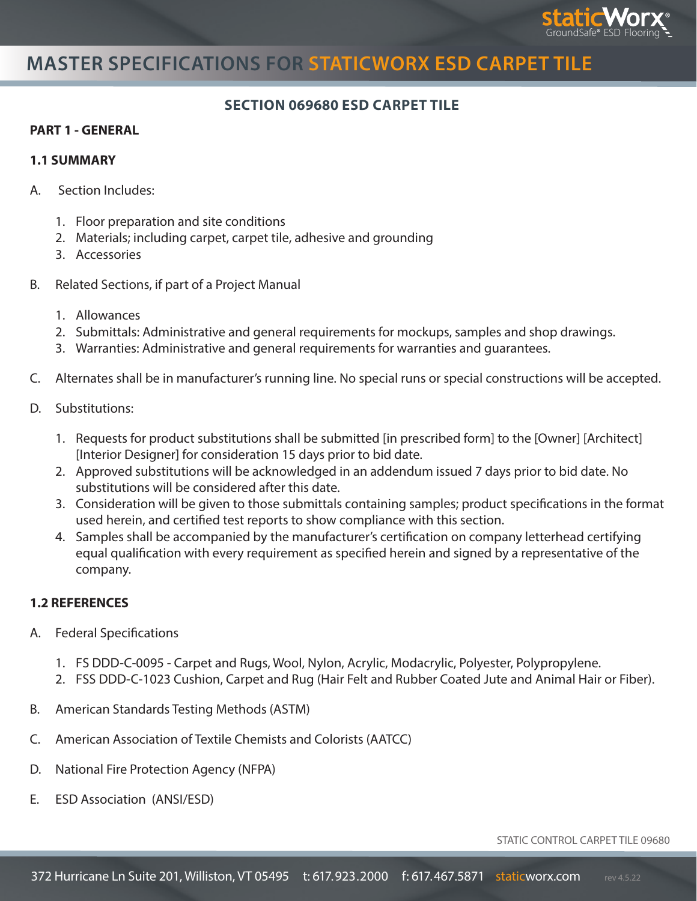# MASTER SPECIFICATIONS FOR STATICWORX ESD CARPET TILE

## SECTION 069680 ESD CARPET TILE

### PART 1 - GENERAL

### 1.1 SUMMARY

A. Section Includes:

1. Floor preparation and site conditions
2. Materials; including carpet, carpet tile, adhesive and grounding
3. Accessories

B. Related Sections, if part of a Project Manual

1. Allowances
2. Submittals: Administrative and general requirements for mockups, samples and shop drawings.
3. Warranties: Administrative and general requirements for warranties and guarantees.

C. Alternates shall be in manufacturer's running line. No special runs or special constructions will be accepted.

D. Substitutions:

1. Requests for product substitutions shall be submitted [in prescribed form] to the [Owner] [Architect] [Interior Designer] for consideration 15 days prior to bid date.
2. Approved substitutions will be acknowledged in an addendum issued 7 days prior to bid date. No substitutions will be considered after this date.
3. Consideration will be given to those submittals containing samples; product specifications in the format used herein, and certified test reports to show compliance with this section.
4. Samples shall be accompanied by the manufacturer's certification on company letterhead certifying equal qualification with every requirement as specified herein and signed by a representative of the company.

### 1.2 REFERENCES

A. Federal Specifications

1. FS DDD-C-0095 - Carpet and Rugs, Wool, Nylon, Acrylic, Modacrylic, Polyester, Polypropylene.
2. FSS DDD-C-1023 Cushion, Carpet and Rug (Hair Felt and Rubber Coated Jute and Animal Hair or Fiber).

B. American Standards Testing Methods (ASTM)

C. American Association of Textile Chemists and Colorists (AATCC)

D. National Fire Protection Agency (NFPA)

E. ESD Association (ANSI/ESD)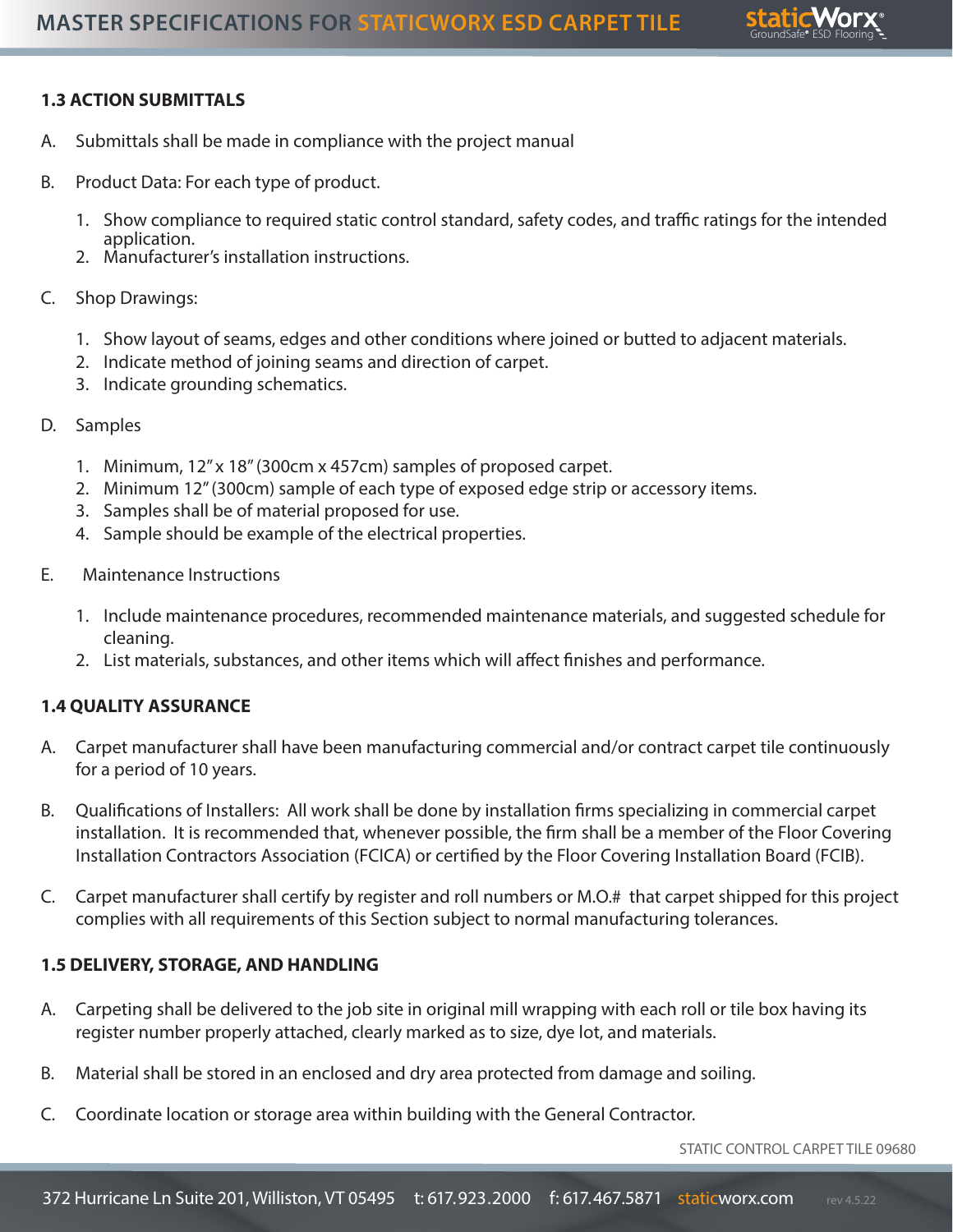### 1.3 ACTION SUBMITTALS

A. Submittals shall be made in compliance with the project manual

B. Product Data: For each type of product.

   1. Show compliance to required static control standard, safety codes, and traffic ratings for the intended application.
   2. Manufacturer's installation instructions.

C. Shop Drawings:

   1. Show layout of seams, edges and other conditions where joined or butted to adjacent materials.
   2. Indicate method of joining seams and direction of carpet.
   3. Indicate grounding schematics.

D. Samples

   1. Minimum, 12" x 18" (300cm x 457cm) samples of proposed carpet.
   2. Minimum 12" (300cm) sample of each type of exposed edge strip or accessory items.
   3. Samples shall be of material proposed for use.
   4. Sample should be example of the electrical properties.

E. Maintenance Instructions

   1. Include maintenance procedures, recommended maintenance materials, and suggested schedule for cleaning.
   2. List materials, substances, and other items which will affect finishes and performance.

### 1.4 QUALITY ASSURANCE

A. Carpet manufacturer shall have been manufacturing commercial and/or contract carpet tile continuously for a period of 10 years.

B. Qualifications of Installers: All work shall be done by installation firms specializing in commercial carpet installation. It is recommended that, whenever possible, the firm shall be a member of the Floor Covering Installation Contractors Association (FCICA) or certified by the Floor Covering Installation Board (FCIB).

C. Carpet manufacturer shall certify by register and roll numbers or M.O.# that carpet shipped for this project complies with all requirements of this Section subject to normal manufacturing tolerances.

### 1.5 DELIVERY, STORAGE, AND HANDLING

A. Carpeting shall be delivered to the job site in original mill wrapping with each roll or tile box having its register number properly attached, clearly marked as to size, dye lot, and materials.

B. Material shall be stored in an enclosed and dry area protected from damage and soiling.

C. Coordinate location or storage area within building with the General Contractor.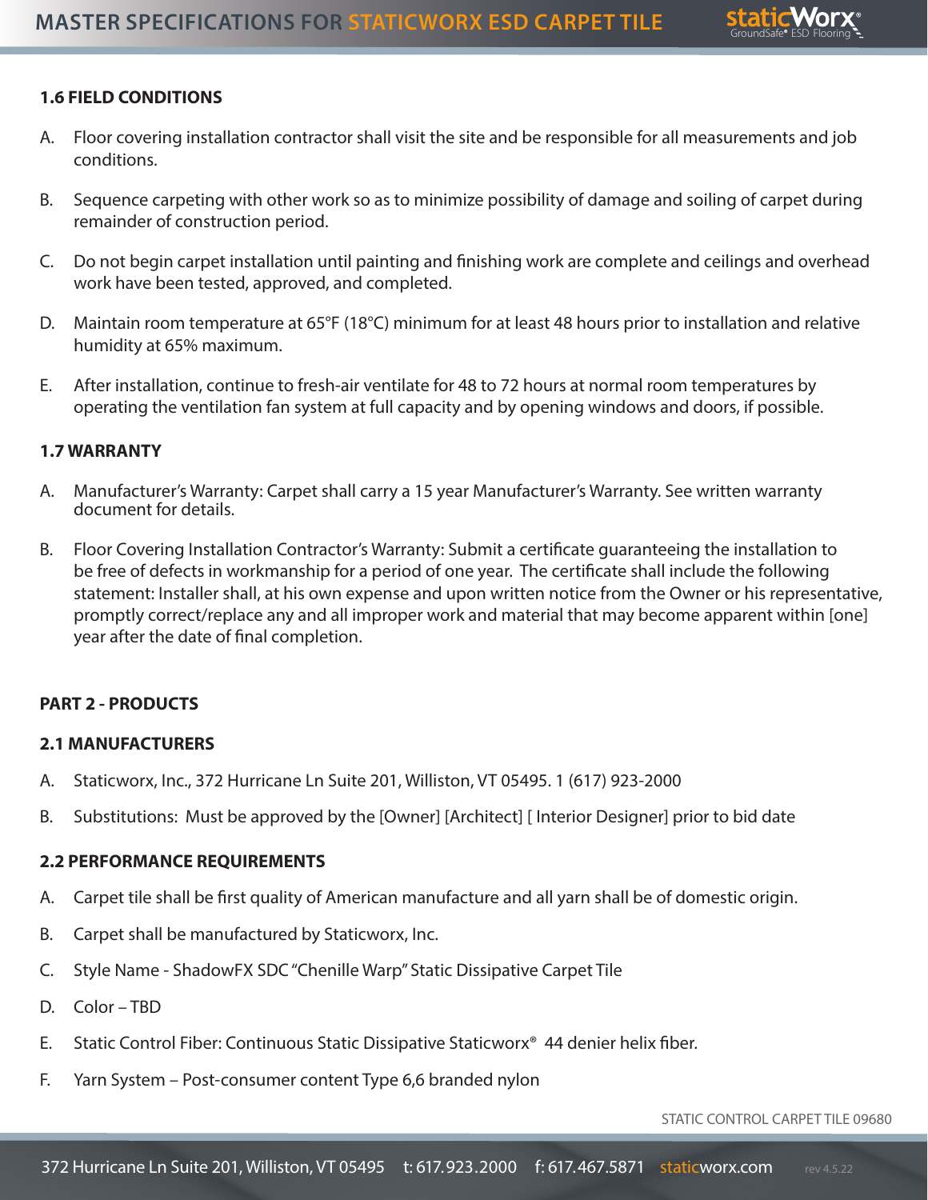### 1.6 FIELD CONDITIONS

A. Floor covering installation contractor shall visit the site and be responsible for all measurements and job conditions.

B. Sequence carpeting with other work so as to minimize possibility of damage and soiling of carpet during remainder of construction period.

C. Do not begin carpet installation until painting and finishing work are complete and ceilings and overhead work have been tested, approved, and completed.

D. Maintain room temperature at 65°F (18°C) minimum for at least 48 hours prior to installation and relative humidity at 65% maximum.

E. After installation, continue to fresh-air ventilate for 48 to 72 hours at normal room temperatures by operating the ventilation fan system at full capacity and by opening windows and doors, if possible.

### 1.7 WARRANTY

A. Manufacturer's Warranty: Carpet shall carry a 15 year Manufacturer's Warranty. See written warranty document for details.

B. Floor Covering Installation Contractor's Warranty: Submit a certificate guaranteeing the installation to be free of defects in workmanship for a period of one year. The certificate shall include the following statement: Installer shall, at his own expense and upon written notice from the Owner or his representative, promptly correct/replace any and all improper work and material that may become apparent within [one] year after the date of final completion.

## PART 2 - PRODUCTS

### 2.1 MANUFACTURERS

A. Staticworx, Inc., 372 Hurricane Ln Suite 201, Williston, VT 05495. 1 (617) 923-2000

B. Substitutions: Must be approved by the [Owner] [Architect] [ Interior Designer] prior to bid date

### 2.2 PERFORMANCE REQUIREMENTS

A. Carpet tile shall be first quality of American manufacture and all yarn shall be of domestic origin.

B. Carpet shall be manufactured by Staticworx, Inc.

C. Style Name - ShadowFX SDC "Chenille Warp" Static Dissipative Carpet Tile

D. Color – TBD

E. Static Control Fiber: Continuous Static Dissipative Staticworx® 44 denier helix fiber.

F. Yarn System – Post-consumer content Type 6,6 branded nylon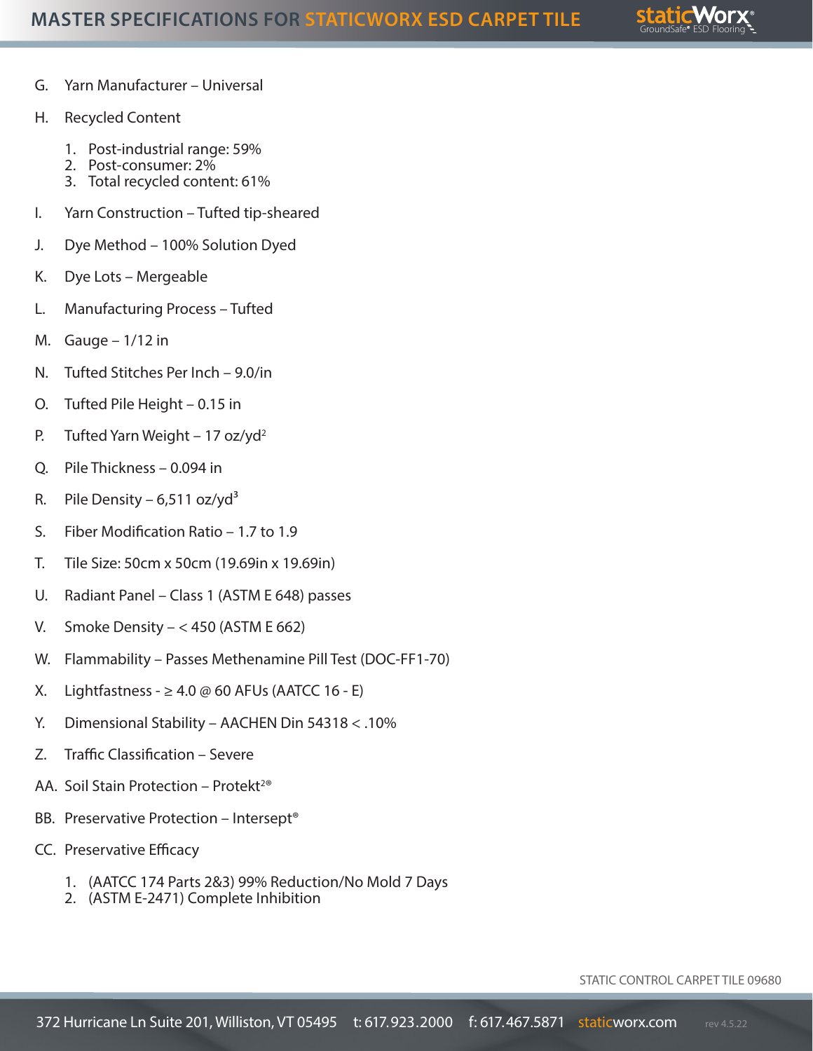G. Yarn Manufacturer – Universal

H. Recycled Content

   1. Post-industrial range: 59%
   2. Post-consumer: 2%
   3. Total recycled content: 61%

I. Yarn Construction – Tufted tip-sheared

J. Dye Method – 100% Solution Dyed

K. Dye Lots – Mergeable

L. Manufacturing Process – Tufted

M. Gauge – 1/12 in

N. Tufted Stitches Per Inch – 9.0/in

O. Tufted Pile Height – 0.15 in

P. Tufted Yarn Weight – 17 oz/yd$^2$

Q. Pile Thickness – 0.094 in

R. Pile Density – 6,511 oz/yd$^3$

S. Fiber Modification Ratio – 1.7 to 1.9

T. Tile Size: 50cm x 50cm (19.69in x 19.69in)

U. Radiant Panel – Class 1 (ASTM E 648) passes

V. Smoke Density – < 450 (ASTM E 662)

W. Flammability – Passes Methenamine Pill Test (DOC-FF1-70)

X. Lightfastness - ≥ 4.0 @ 60 AFUs (AATCC 16 - E)

Y. Dimensional Stability – AACHEN Din 54318 < .10%

Z. Traffic Classification – Severe

AA. Soil Stain Protection – Protekt²®

BB. Preservative Protection – Intersept®

CC. Preservative Efficacy

   1. (AATCC 174 Parts 2&3) 99% Reduction/No Mold 7 Days
   2. (ASTM E-2471) Complete Inhibition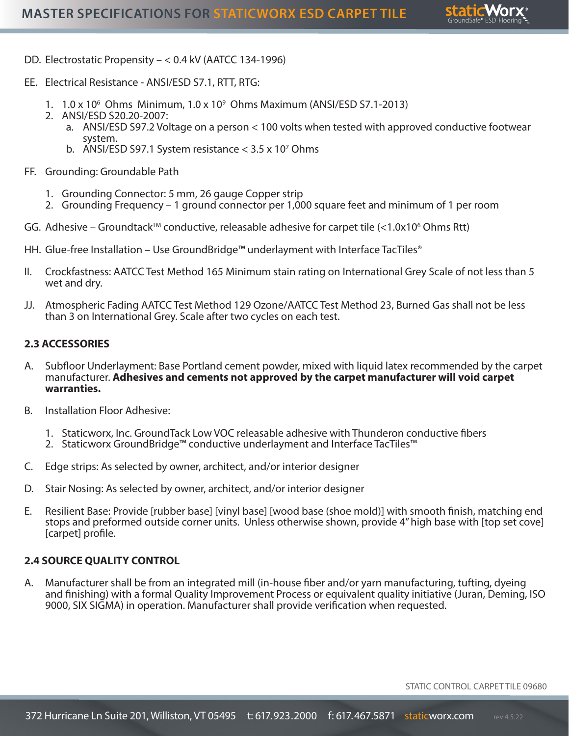DD. Electrostatic Propensity – < 0.4 kV (AATCC 134-1996)

EE. Electrical Resistance - ANSI/ESD S7.1, RTT, RTG:

1. $1.0 \times 10^6$ Ohms Minimum, $1.0 \times 10^9$ Ohms Maximum (ANSI/ESD S7.1-2013)
2. ANSI/ESD S20.20-2007:
   a. ANSI/ESD S97.2 Voltage on a person < 100 volts when tested with approved conductive footwear system.
   b. ANSI/ESD S97.1 System resistance < $3.5 \times 10^7$ Ohms

FF. Grounding: Groundable Path

1. Grounding Connector: 5 mm, 26 gauge Copper strip
2. Grounding Frequency – 1 ground connector per 1,000 square feet and minimum of 1 per room

GG. Adhesive – Groundtack™ conductive, releasable adhesive for carpet tile (<$1.0 \times 10^6$ Ohms Rtt)

HH. Glue-free Installation – Use GroundBridge™ underlayment with Interface TacTiles®

II. Crockfastness: AATCC Test Method 165 Minimum stain rating on International Grey Scale of not less than 5 wet and dry.

JJ. Atmospheric Fading AATCC Test Method 129 Ozone/AATCC Test Method 23, Burned Gas shall not be less than 3 on International Grey. Scale after two cycles on each test.

### 2.3 ACCESSORIES

A. Subfloor Underlayment: Base Portland cement powder, mixed with liquid latex recommended by the carpet manufacturer. **Adhesives and cements not approved by the carpet manufacturer will void carpet warranties.**

B. Installation Floor Adhesive:

1. Staticworx, Inc. GroundTack Low VOC releasable adhesive with Thunderon conductive fibers
2. Staticworx GroundBridge™ conductive underlayment and Interface TacTiles™

C. Edge strips: As selected by owner, architect, and/or interior designer

D. Stair Nosing: As selected by owner, architect, and/or interior designer

E. Resilient Base: Provide [rubber base] [vinyl base] [wood base (shoe mold)] with smooth finish, matching end stops and preformed outside corner units. Unless otherwise shown, provide 4" high base with [top set cove] [carpet] profile.

### 2.4 SOURCE QUALITY CONTROL

A. Manufacturer shall be from an integrated mill (in-house fiber and/or yarn manufacturing, tufting, dyeing and finishing) with a formal Quality Improvement Process or equivalent quality initiative (Juran, Deming, ISO 9000, SIX SIGMA) in operation. Manufacturer shall provide verification when requested.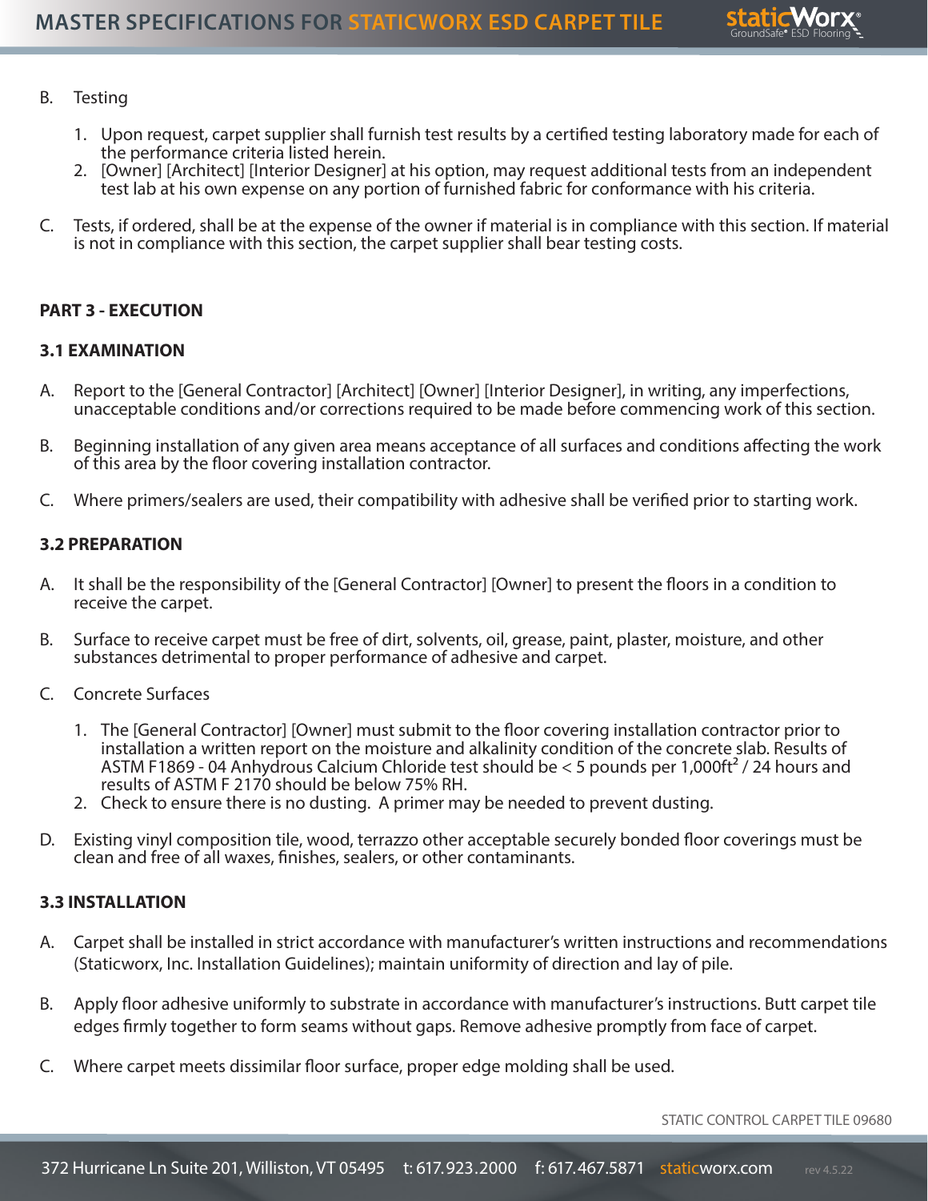B. Testing

1. Upon request, carpet supplier shall furnish test results by a certified testing laboratory made for each of the performance criteria listed herein.
2. [Owner] [Architect] [Interior Designer] at his option, may request additional tests from an independent test lab at his own expense on any portion of furnished fabric for conformance with his criteria.

C. Tests, if ordered, shall be at the expense of the owner if material is in compliance with this section. If material is not in compliance with this section, the carpet supplier shall bear testing costs.

**PART 3 - EXECUTION**

**3.1 EXAMINATION**

A. Report to the [General Contractor] [Architect] [Owner] [Interior Designer], in writing, any imperfections, unacceptable conditions and/or corrections required to be made before commencing work of this section.

B. Beginning installation of any given area means acceptance of all surfaces and conditions affecting the work of this area by the floor covering installation contractor.

C. Where primers/sealers are used, their compatibility with adhesive shall be verified prior to starting work.

**3.2 PREPARATION**

A. It shall be the responsibility of the [General Contractor] [Owner] to present the floors in a condition to receive the carpet.

B. Surface to receive carpet must be free of dirt, solvents, oil, grease, paint, plaster, moisture, and other substances detrimental to proper performance of adhesive and carpet.

C. Concrete Surfaces

1. The [General Contractor] [Owner] must submit to the floor covering installation contractor prior to installation a written report on the moisture and alkalinity condition of the concrete slab. Results of ASTM F1869 - 04 Anhydrous Calcium Chloride test should be < 5 pounds per 1,000ft$^2$ / 24 hours and results of ASTM F 2170 should be below 75% RH.
2. Check to ensure there is no dusting. A primer may be needed to prevent dusting.

D. Existing vinyl composition tile, wood, terrazzo other acceptable securely bonded floor coverings must be clean and free of all waxes, finishes, sealers, or other contaminants.

**3.3 INSTALLATION**

A. Carpet shall be installed in strict accordance with manufacturer's written instructions and recommendations (Staticworx, Inc. Installation Guidelines); maintain uniformity of direction and lay of pile.

B. Apply floor adhesive uniformly to substrate in accordance with manufacturer's instructions. Butt carpet tile edges firmly together to form seams without gaps. Remove adhesive promptly from face of carpet.

C. Where carpet meets dissimilar floor surface, proper edge molding shall be used.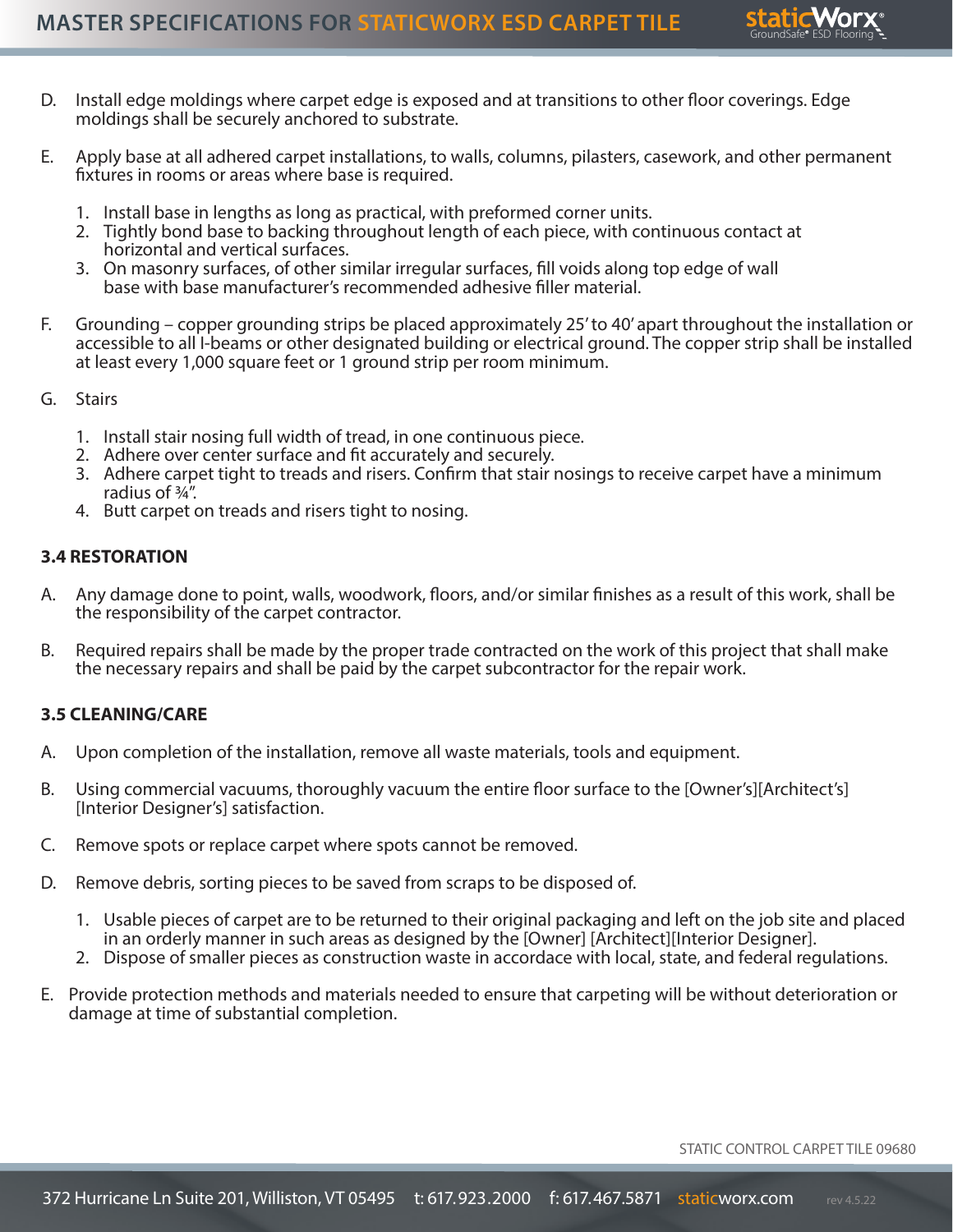D. Install edge moldings where carpet edge is exposed and at transitions to other floor coverings. Edge moldings shall be securely anchored to substrate.

E. Apply base at all adhered carpet installations, to walls, columns, pilasters, casework, and other permanent fixtures in rooms or areas where base is required.

1. Install base in lengths as long as practical, with preformed corner units.
2. Tightly bond base to backing throughout length of each piece, with continuous contact at horizontal and vertical surfaces.
3. On masonry surfaces, of other similar irregular surfaces, fill voids along top edge of wall base with base manufacturer's recommended adhesive filler material.

F. Grounding – copper grounding strips be placed approximately 25' to 40' apart throughout the installation or accessible to all I-beams or other designated building or electrical ground. The copper strip shall be installed at least every 1,000 square feet or 1 ground strip per room minimum.

G. Stairs

1. Install stair nosing full width of tread, in one continuous piece.
2. Adhere over center surface and fit accurately and securely.
3. Adhere carpet tight to treads and risers. Confirm that stair nosings to receive carpet have a minimum radius of ¾".
4. Butt carpet on treads and risers tight to nosing.

**3.4 RESTORATION**

A. Any damage done to point, walls, woodwork, floors, and/or similar finishes as a result of this work, shall be the responsibility of the carpet contractor.

B. Required repairs shall be made by the proper trade contracted on the work of this project that shall make the necessary repairs and shall be paid by the carpet subcontractor for the repair work.

**3.5 CLEANING/CARE**

A. Upon completion of the installation, remove all waste materials, tools and equipment.

B. Using commercial vacuums, thoroughly vacuum the entire floor surface to the [Owner's][Architect's] [Interior Designer's] satisfaction.

C. Remove spots or replace carpet where spots cannot be removed.

D. Remove debris, sorting pieces to be saved from scraps to be disposed of.

1. Usable pieces of carpet are to be returned to their original packaging and left on the job site and placed in an orderly manner in such areas as designed by the [Owner] [Architect][Interior Designer].
2. Dispose of smaller pieces as construction waste in accordace with local, state, and federal regulations.

E. Provide protection methods and materials needed to ensure that carpeting will be without deterioration or damage at time of substantial completion.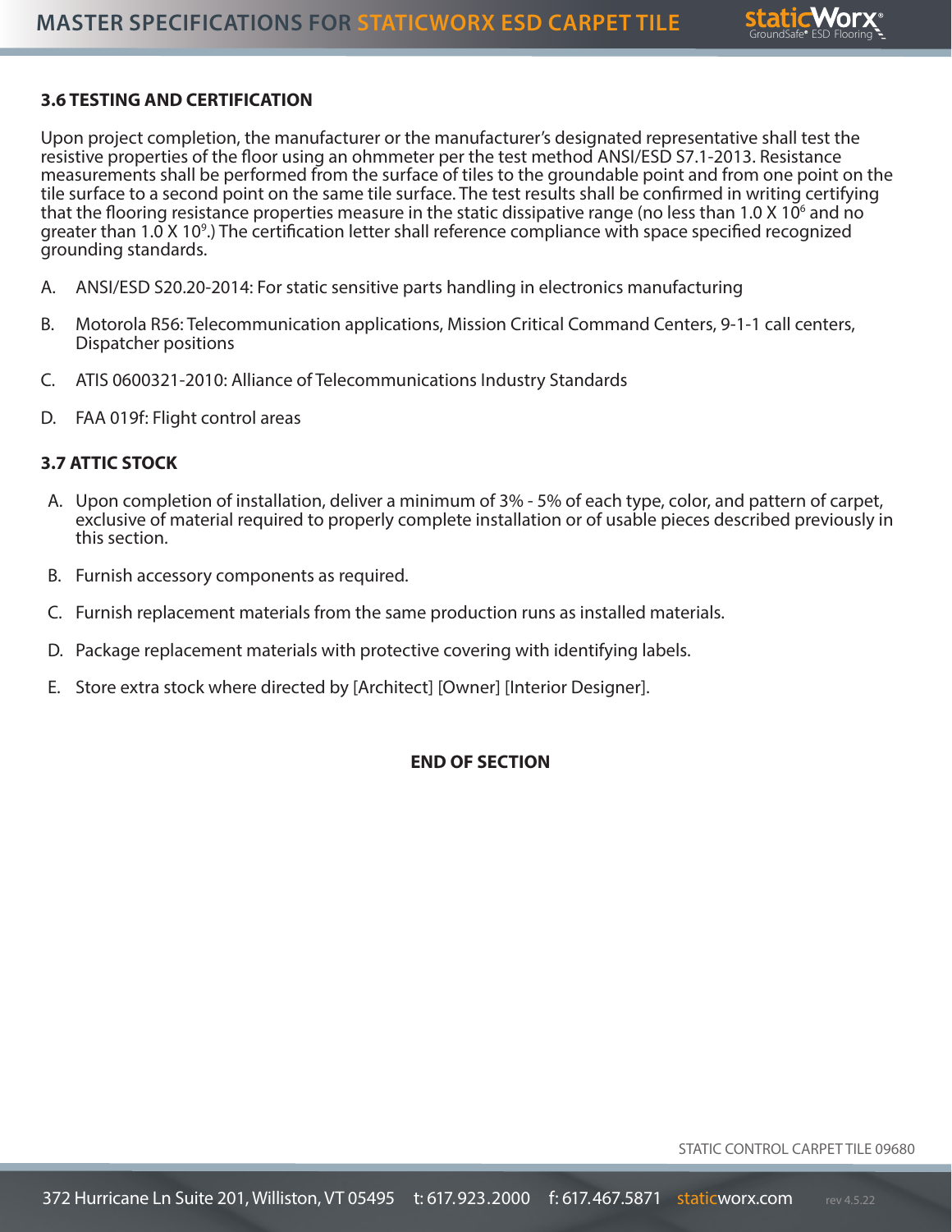### 3.6 TESTING AND CERTIFICATION

Upon project completion, the manufacturer or the manufacturer's designated representative shall test the resistive properties of the floor using an ohmmeter per the test method ANSI/ESD S7.1-2013. Resistance measurements shall be performed from the surface of tiles to the groundable point and from one point on the tile surface to a second point on the same tile surface. The test results shall be confirmed in writing certifying that the flooring resistance properties measure in the static dissipative range (no less than $1.0 \times 10^6$ and no greater than $1.0 \times 10^9$.) The certification letter shall reference compliance with space specified recognized grounding standards.

A. ANSI/ESD S20.20-2014: For static sensitive parts handling in electronics manufacturing

B. Motorola R56: Telecommunication applications, Mission Critical Command Centers, 9-1-1 call centers, Dispatcher positions

C. ATIS 0600321-2010: Alliance of Telecommunications Industry Standards

D. FAA 019f: Flight control areas

### 3.7 ATTIC STOCK

A. Upon completion of installation, deliver a minimum of 3% - 5% of each type, color, and pattern of carpet, exclusive of material required to properly complete installation or of usable pieces described previously in this section.

B. Furnish accessory components as required.

C. Furnish replacement materials from the same production runs as installed materials.

D. Package replacement materials with protective covering with identifying labels.

E. Store extra stock where directed by [Architect] [Owner] [Interior Designer].

**END OF SECTION**